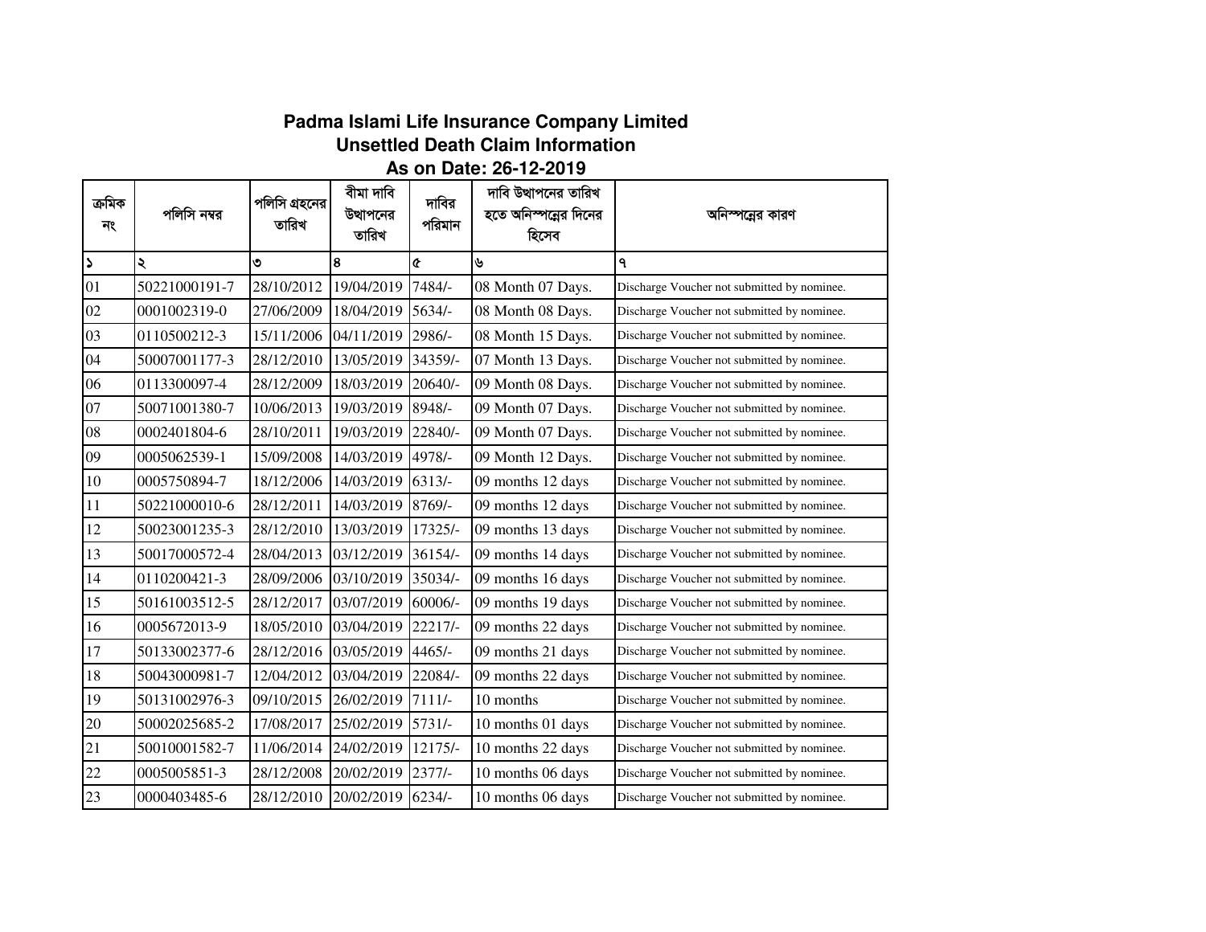# Padma Islami Life Insurance Company Limited

## Unsettled Death Claim Information

### As on Date: 26-12-2019

| ক্রমিক নং | পলিসি নম্বর | পলিসি গ্রহনের তারিখ | বীমা দাবি উত্থাপনের তারিখ | দাবির পরিমান | দাবি উত্থাপনের তারিখ হতে অনিস্পন্নের দিনের হিসেব | অনিস্পন্নের কারণ |
|---|---|---|---|---|---|---|
| ১ | ২ | ৩ | ৪ | ৫ | ৬ | ৭ |
| 01 | 50221000191-7 | 28/10/2012 | 19/04/2019 | 7484/- | 08 Month 07 Days. | Discharge Voucher not submitted by nominee. |
| 02 | 0001002319-0 | 27/06/2009 | 18/04/2019 | 5634/- | 08 Month 08 Days. | Discharge Voucher not submitted by nominee. |
| 03 | 0110500212-3 | 15/11/2006 | 04/11/2019 | 2986/- | 08 Month 15 Days. | Discharge Voucher not submitted by nominee. |
| 04 | 50007001177-3 | 28/12/2010 | 13/05/2019 | 34359/- | 07 Month 13 Days. | Discharge Voucher not submitted by nominee. |
| 06 | 0113300097-4 | 28/12/2009 | 18/03/2019 | 20640/- | 09 Month 08 Days. | Discharge Voucher not submitted by nominee. |
| 07 | 50071001380-7 | 10/06/2013 | 19/03/2019 | 8948/- | 09 Month 07 Days. | Discharge Voucher not submitted by nominee. |
| 08 | 0002401804-6 | 28/10/2011 | 19/03/2019 | 22840/- | 09 Month 07 Days. | Discharge Voucher not submitted by nominee. |
| 09 | 0005062539-1 | 15/09/2008 | 14/03/2019 | 4978/- | 09 Month 12 Days. | Discharge Voucher not submitted by nominee. |
| 10 | 0005750894-7 | 18/12/2006 | 14/03/2019 | 6313/- | 09 months 12 days | Discharge Voucher not submitted by nominee. |
| 11 | 50221000010-6 | 28/12/2011 | 14/03/2019 | 8769/- | 09 months 12 days | Discharge Voucher not submitted by nominee. |
| 12 | 50023001235-3 | 28/12/2010 | 13/03/2019 | 17325/- | 09 months 13 days | Discharge Voucher not submitted by nominee. |
| 13 | 50017000572-4 | 28/04/2013 | 03/12/2019 | 36154/- | 09 months 14 days | Discharge Voucher not submitted by nominee. |
| 14 | 0110200421-3 | 28/09/2006 | 03/10/2019 | 35034/- | 09 months 16 days | Discharge Voucher not submitted by nominee. |
| 15 | 50161003512-5 | 28/12/2017 | 03/07/2019 | 60006/- | 09 months 19 days | Discharge Voucher not submitted by nominee. |
| 16 | 0005672013-9 | 18/05/2010 | 03/04/2019 | 22217/- | 09 months 22 days | Discharge Voucher not submitted by nominee. |
| 17 | 50133002377-6 | 28/12/2016 | 03/05/2019 | 4465/- | 09 months 21 days | Discharge Voucher not submitted by nominee. |
| 18 | 50043000981-7 | 12/04/2012 | 03/04/2019 | 22084/- | 09 months 22 days | Discharge Voucher not submitted by nominee. |
| 19 | 50131002976-3 | 09/10/2015 | 26/02/2019 | 7111/- | 10 months | Discharge Voucher not submitted by nominee. |
| 20 | 50002025685-2 | 17/08/2017 | 25/02/2019 | 5731/- | 10 months 01 days | Discharge Voucher not submitted by nominee. |
| 21 | 50010001582-7 | 11/06/2014 | 24/02/2019 | 12175/- | 10 months 22 days | Discharge Voucher not submitted by nominee. |
| 22 | 0005005851-3 | 28/12/2008 | 20/02/2019 | 2377/- | 10 months 06 days | Discharge Voucher not submitted by nominee. |
| 23 | 0000403485-6 | 28/12/2010 | 20/02/2019 | 6234/- | 10 months 06 days | Discharge Voucher not submitted by nominee. |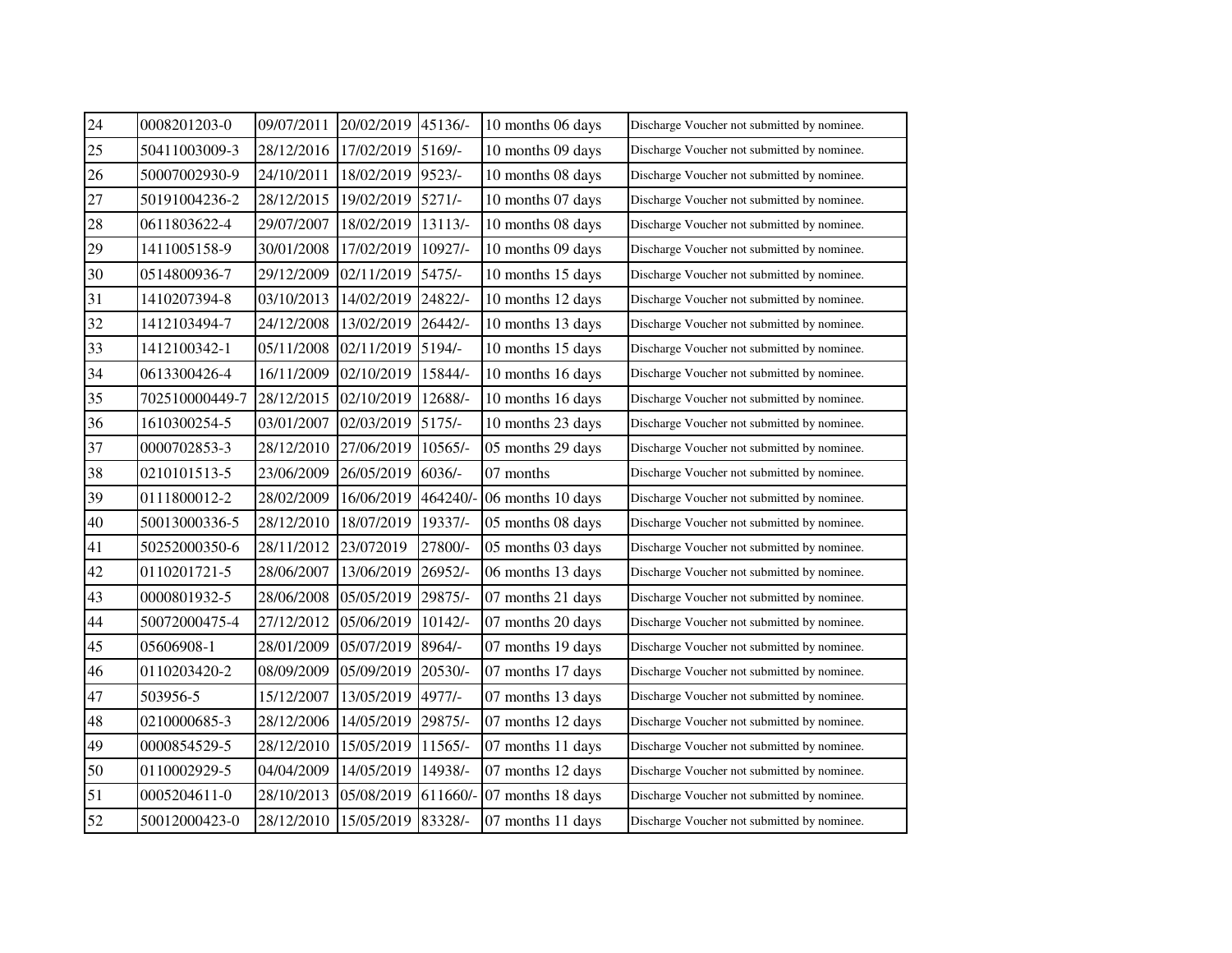| | | | | | | |
|---|---|---|---|---|---|---|
| 24 | 0008201203-0 | 09/07/2011 | 20/02/2019 | 45136/- | 10 months 06 days | Discharge Voucher not submitted by nominee. |
| 25 | 50411003009-3 | 28/12/2016 | 17/02/2019 | 5169/- | 10 months 09 days | Discharge Voucher not submitted by nominee. |
| 26 | 50007002930-9 | 24/10/2011 | 18/02/2019 | 9523/- | 10 months 08 days | Discharge Voucher not submitted by nominee. |
| 27 | 50191004236-2 | 28/12/2015 | 19/02/2019 | 5271/- | 10 months 07 days | Discharge Voucher not submitted by nominee. |
| 28 | 0611803622-4 | 29/07/2007 | 18/02/2019 | 13113/- | 10 months 08 days | Discharge Voucher not submitted by nominee. |
| 29 | 1411005158-9 | 30/01/2008 | 17/02/2019 | 10927/- | 10 months 09 days | Discharge Voucher not submitted by nominee. |
| 30 | 0514800936-7 | 29/12/2009 | 02/11/2019 | 5475/- | 10 months 15 days | Discharge Voucher not submitted by nominee. |
| 31 | 1410207394-8 | 03/10/2013 | 14/02/2019 | 24822/- | 10 months 12 days | Discharge Voucher not submitted by nominee. |
| 32 | 1412103494-7 | 24/12/2008 | 13/02/2019 | 26442/- | 10 months 13 days | Discharge Voucher not submitted by nominee. |
| 33 | 1412100342-1 | 05/11/2008 | 02/11/2019 | 5194/- | 10 months 15 days | Discharge Voucher not submitted by nominee. |
| 34 | 0613300426-4 | 16/11/2009 | 02/10/2019 | 15844/- | 10 months 16 days | Discharge Voucher not submitted by nominee. |
| 35 | 702510000449-7 | 28/12/2015 | 02/10/2019 | 12688/- | 10 months 16 days | Discharge Voucher not submitted by nominee. |
| 36 | 1610300254-5 | 03/01/2007 | 02/03/2019 | 5175/- | 10 months 23 days | Discharge Voucher not submitted by nominee. |
| 37 | 0000702853-3 | 28/12/2010 | 27/06/2019 | 10565/- | 05 months 29 days | Discharge Voucher not submitted by nominee. |
| 38 | 0210101513-5 | 23/06/2009 | 26/05/2019 | 6036/- | 07 months | Discharge Voucher not submitted by nominee. |
| 39 | 0111800012-2 | 28/02/2009 | 16/06/2019 | 464240/- | 06 months 10 days | Discharge Voucher not submitted by nominee. |
| 40 | 50013000336-5 | 28/12/2010 | 18/07/2019 | 19337/- | 05 months 08 days | Discharge Voucher not submitted by nominee. |
| 41 | 50252000350-6 | 28/11/2012 | 23/072019 | 27800/- | 05 months 03 days | Discharge Voucher not submitted by nominee. |
| 42 | 0110201721-5 | 28/06/2007 | 13/06/2019 | 26952/- | 06 months 13 days | Discharge Voucher not submitted by nominee. |
| 43 | 0000801932-5 | 28/06/2008 | 05/05/2019 | 29875/- | 07 months 21 days | Discharge Voucher not submitted by nominee. |
| 44 | 50072000475-4 | 27/12/2012 | 05/06/2019 | 10142/- | 07 months 20 days | Discharge Voucher not submitted by nominee. |
| 45 | 05606908-1 | 28/01/2009 | 05/07/2019 | 8964/- | 07 months 19 days | Discharge Voucher not submitted by nominee. |
| 46 | 0110203420-2 | 08/09/2009 | 05/09/2019 | 20530/- | 07 months 17 days | Discharge Voucher not submitted by nominee. |
| 47 | 503956-5 | 15/12/2007 | 13/05/2019 | 4977/- | 07 months 13 days | Discharge Voucher not submitted by nominee. |
| 48 | 0210000685-3 | 28/12/2006 | 14/05/2019 | 29875/- | 07 months 12 days | Discharge Voucher not submitted by nominee. |
| 49 | 0000854529-5 | 28/12/2010 | 15/05/2019 | 11565/- | 07 months 11 days | Discharge Voucher not submitted by nominee. |
| 50 | 0110002929-5 | 04/04/2009 | 14/05/2019 | 14938/- | 07 months 12 days | Discharge Voucher not submitted by nominee. |
| 51 | 0005204611-0 | 28/10/2013 | 05/08/2019 | 611660/- | 07 months 18 days | Discharge Voucher not submitted by nominee. |
| 52 | 50012000423-0 | 28/12/2010 | 15/05/2019 | 83328/- | 07 months 11 days | Discharge Voucher not submitted by nominee. |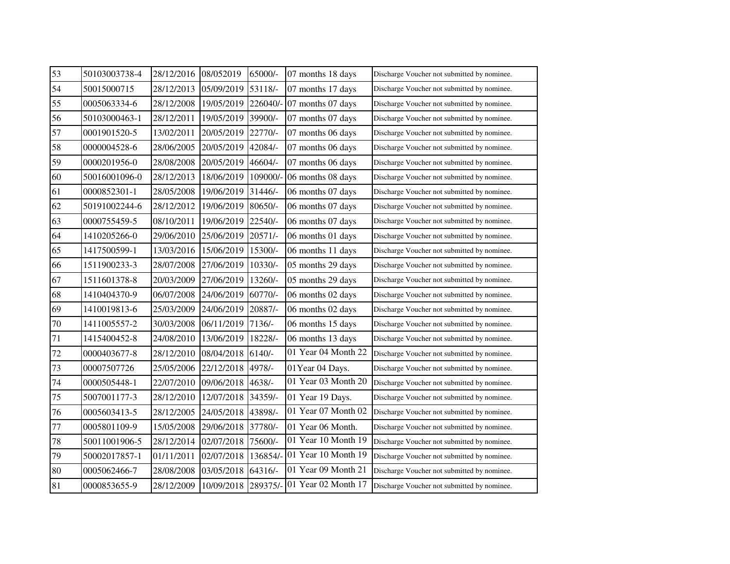| 53 | 50103003738-4 | 28/12/2016 | 08/052019 | 65000/- | 07 months 18 days | Discharge Voucher not submitted by nominee. |
|---|---|---|---|---|---|---|
| 54 | 50015000715 | 28/12/2013 | 05/09/2019 | 53118/- | 07 months 17 days | Discharge Voucher not submitted by nominee. |
| 55 | 0005063334-6 | 28/12/2008 | 19/05/2019 | 226040/- | 07 months 07 days | Discharge Voucher not submitted by nominee. |
| 56 | 50103000463-1 | 28/12/2011 | 19/05/2019 | 39900/- | 07 months 07 days | Discharge Voucher not submitted by nominee. |
| 57 | 0001901520-5 | 13/02/2011 | 20/05/2019 | 22770/- | 07 months 06 days | Discharge Voucher not submitted by nominee. |
| 58 | 0000004528-6 | 28/06/2005 | 20/05/2019 | 42084/- | 07 months 06 days | Discharge Voucher not submitted by nominee. |
| 59 | 0000201956-0 | 28/08/2008 | 20/05/2019 | 46604/- | 07 months 06 days | Discharge Voucher not submitted by nominee. |
| 60 | 50016001096-0 | 28/12/2013 | 18/06/2019 | 109000/- | 06 months 08 days | Discharge Voucher not submitted by nominee. |
| 61 | 0000852301-1 | 28/05/2008 | 19/06/2019 | 31446/- | 06 months 07 days | Discharge Voucher not submitted by nominee. |
| 62 | 50191002244-6 | 28/12/2012 | 19/06/2019 | 80650/- | 06 months 07 days | Discharge Voucher not submitted by nominee. |
| 63 | 0000755459-5 | 08/10/2011 | 19/06/2019 | 22540/- | 06 months 07 days | Discharge Voucher not submitted by nominee. |
| 64 | 1410205266-0 | 29/06/2010 | 25/06/2019 | 20571/- | 06 months 01 days | Discharge Voucher not submitted by nominee. |
| 65 | 1417500599-1 | 13/03/2016 | 15/06/2019 | 15300/- | 06 months 11 days | Discharge Voucher not submitted by nominee. |
| 66 | 1511900233-3 | 28/07/2008 | 27/06/2019 | 10330/- | 05 months 29 days | Discharge Voucher not submitted by nominee. |
| 67 | 1511601378-8 | 20/03/2009 | 27/06/2019 | 13260/- | 05 months 29 days | Discharge Voucher not submitted by nominee. |
| 68 | 1410404370-9 | 06/07/2008 | 24/06/2019 | 60770/- | 06 months 02 days | Discharge Voucher not submitted by nominee. |
| 69 | 1410019813-6 | 25/03/2009 | 24/06/2019 | 20887/- | 06 months 02 days | Discharge Voucher not submitted by nominee. |
| 70 | 1411005557-2 | 30/03/2008 | 06/11/2019 | 7136/- | 06 months 15 days | Discharge Voucher not submitted by nominee. |
| 71 | 1415400452-8 | 24/08/2010 | 13/06/2019 | 18228/- | 06 months 13 days | Discharge Voucher not submitted by nominee. |
| 72 | 0000403677-8 | 28/12/2010 | 08/04/2018 | 6140/- | 01 Year 04 Month 22 | Discharge Voucher not submitted by nominee. |
| 73 | 00007507726 | 25/05/2006 | 22/12/2018 | 4978/- | 01Year 04 Days. | Discharge Voucher not submitted by nominee. |
| 74 | 0000505448-1 | 22/07/2010 | 09/06/2018 | 4638/- | 01 Year 03 Month 20 | Discharge Voucher not submitted by nominee. |
| 75 | 5007001177-3 | 28/12/2010 | 12/07/2018 | 34359/- | 01 Year 19 Days. | Discharge Voucher not submitted by nominee. |
| 76 | 0005603413-5 | 28/12/2005 | 24/05/2018 | 43898/- | 01 Year 07 Month 02 | Discharge Voucher not submitted by nominee. |
| 77 | 0005801109-9 | 15/05/2008 | 29/06/2018 | 37780/- | 01 Year 06 Month. | Discharge Voucher not submitted by nominee. |
| 78 | 50011001906-5 | 28/12/2014 | 02/07/2018 | 75600/- | 01 Year 10 Month 19 | Discharge Voucher not submitted by nominee. |
| 79 | 50002017857-1 | 01/11/2011 | 02/07/2018 | 136854/- | 01 Year 10 Month 19 | Discharge Voucher not submitted by nominee. |
| 80 | 0005062466-7 | 28/08/2008 | 03/05/2018 | 64316/- | 01 Year 09 Month 21 | Discharge Voucher not submitted by nominee. |
| 81 | 0000853655-9 | 28/12/2009 | 10/09/2018 | 289375/- | 01 Year 02 Month 17 | Discharge Voucher not submitted by nominee. |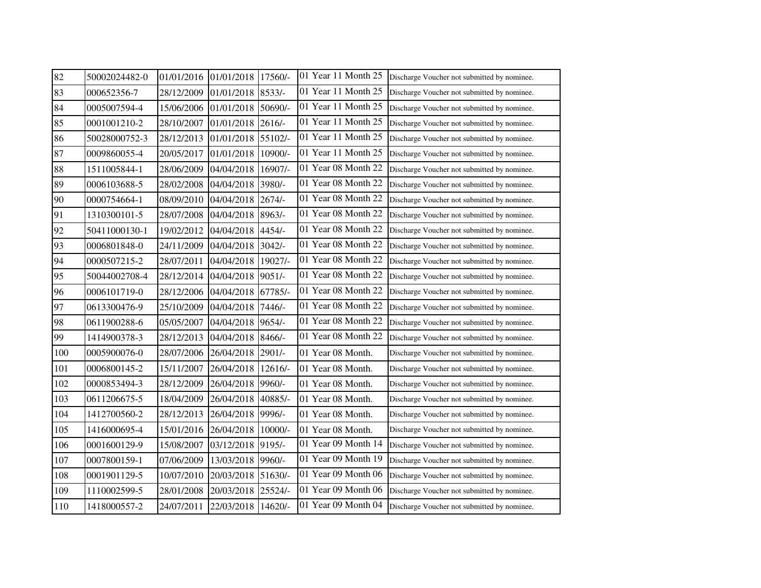| | | | | | | |
|---|---|---|---|---|---|---|
| 82 | 50002024482-0 | 01/01/2016 | 01/01/2018 | 17560/- | 01 Year 11 Month 25 | Discharge Voucher not submitted by nominee. |
| 83 | 000652356-7 | 28/12/2009 | 01/01/2018 | 8533/- | 01 Year 11 Month 25 | Discharge Voucher not submitted by nominee. |
| 84 | 0005007594-4 | 15/06/2006 | 01/01/2018 | 50690/- | 01 Year 11 Month 25 | Discharge Voucher not submitted by nominee. |
| 85 | 0001001210-2 | 28/10/2007 | 01/01/2018 | 2616/- | 01 Year 11 Month 25 | Discharge Voucher not submitted by nominee. |
| 86 | 50028000752-3 | 28/12/2013 | 01/01/2018 | 55102/- | 01 Year 11 Month 25 | Discharge Voucher not submitted by nominee. |
| 87 | 0009860055-4 | 20/05/2017 | 01/01/2018 | 10900/- | 01 Year 11 Month 25 | Discharge Voucher not submitted by nominee. |
| 88 | 1511005844-1 | 28/06/2009 | 04/04/2018 | 16907/- | 01 Year 08 Month 22 | Discharge Voucher not submitted by nominee. |
| 89 | 0006103688-5 | 28/02/2008 | 04/04/2018 | 3980/- | 01 Year 08 Month 22 | Discharge Voucher not submitted by nominee. |
| 90 | 0000754664-1 | 08/09/2010 | 04/04/2018 | 2674/- | 01 Year 08 Month 22 | Discharge Voucher not submitted by nominee. |
| 91 | 1310300101-5 | 28/07/2008 | 04/04/2018 | 8963/- | 01 Year 08 Month 22 | Discharge Voucher not submitted by nominee. |
| 92 | 50411000130-1 | 19/02/2012 | 04/04/2018 | 4454/- | 01 Year 08 Month 22 | Discharge Voucher not submitted by nominee. |
| 93 | 0006801848-0 | 24/11/2009 | 04/04/2018 | 3042/- | 01 Year 08 Month 22 | Discharge Voucher not submitted by nominee. |
| 94 | 0000507215-2 | 28/07/2011 | 04/04/2018 | 19027/- | 01 Year 08 Month 22 | Discharge Voucher not submitted by nominee. |
| 95 | 50044002708-4 | 28/12/2014 | 04/04/2018 | 9051/- | 01 Year 08 Month 22 | Discharge Voucher not submitted by nominee. |
| 96 | 0006101719-0 | 28/12/2006 | 04/04/2018 | 67785/- | 01 Year 08 Month 22 | Discharge Voucher not submitted by nominee. |
| 97 | 0613300476-9 | 25/10/2009 | 04/04/2018 | 7446/- | 01 Year 08 Month 22 | Discharge Voucher not submitted by nominee. |
| 98 | 0611900288-6 | 05/05/2007 | 04/04/2018 | 9654/- | 01 Year 08 Month 22 | Discharge Voucher not submitted by nominee. |
| 99 | 1414900378-3 | 28/12/2013 | 04/04/2018 | 8466/- | 01 Year 08 Month 22 | Discharge Voucher not submitted by nominee. |
| 100 | 0005900076-0 | 28/07/2006 | 26/04/2018 | 2901/- | 01 Year 08 Month. | Discharge Voucher not submitted by nominee. |
| 101 | 0006800145-2 | 15/11/2007 | 26/04/2018 | 12616/- | 01 Year 08 Month. | Discharge Voucher not submitted by nominee. |
| 102 | 0000853494-3 | 28/12/2009 | 26/04/2018 | 9960/- | 01 Year 08 Month. | Discharge Voucher not submitted by nominee. |
| 103 | 0611206675-5 | 18/04/2009 | 26/04/2018 | 40885/- | 01 Year 08 Month. | Discharge Voucher not submitted by nominee. |
| 104 | 1412700560-2 | 28/12/2013 | 26/04/2018 | 9996/- | 01 Year 08 Month. | Discharge Voucher not submitted by nominee. |
| 105 | 1416000695-4 | 15/01/2016 | 26/04/2018 | 10000/- | 01 Year 08 Month. | Discharge Voucher not submitted by nominee. |
| 106 | 0001600129-9 | 15/08/2007 | 03/12/2018 | 9195/- | 01 Year 09 Month 14 | Discharge Voucher not submitted by nominee. |
| 107 | 0007800159-1 | 07/06/2009 | 13/03/2018 | 9960/- | 01 Year 09 Month 19 | Discharge Voucher not submitted by nominee. |
| 108 | 0001901129-5 | 10/07/2010 | 20/03/2018 | 51630/- | 01 Year 09 Month 06 | Discharge Voucher not submitted by nominee. |
| 109 | 1110002599-5 | 28/01/2008 | 20/03/2018 | 25524/- | 01 Year 09 Month 06 | Discharge Voucher not submitted by nominee. |
| 110 | 1418000557-2 | 24/07/2011 | 22/03/2018 | 14620/- | 01 Year 09 Month 04 | Discharge Voucher not submitted by nominee. |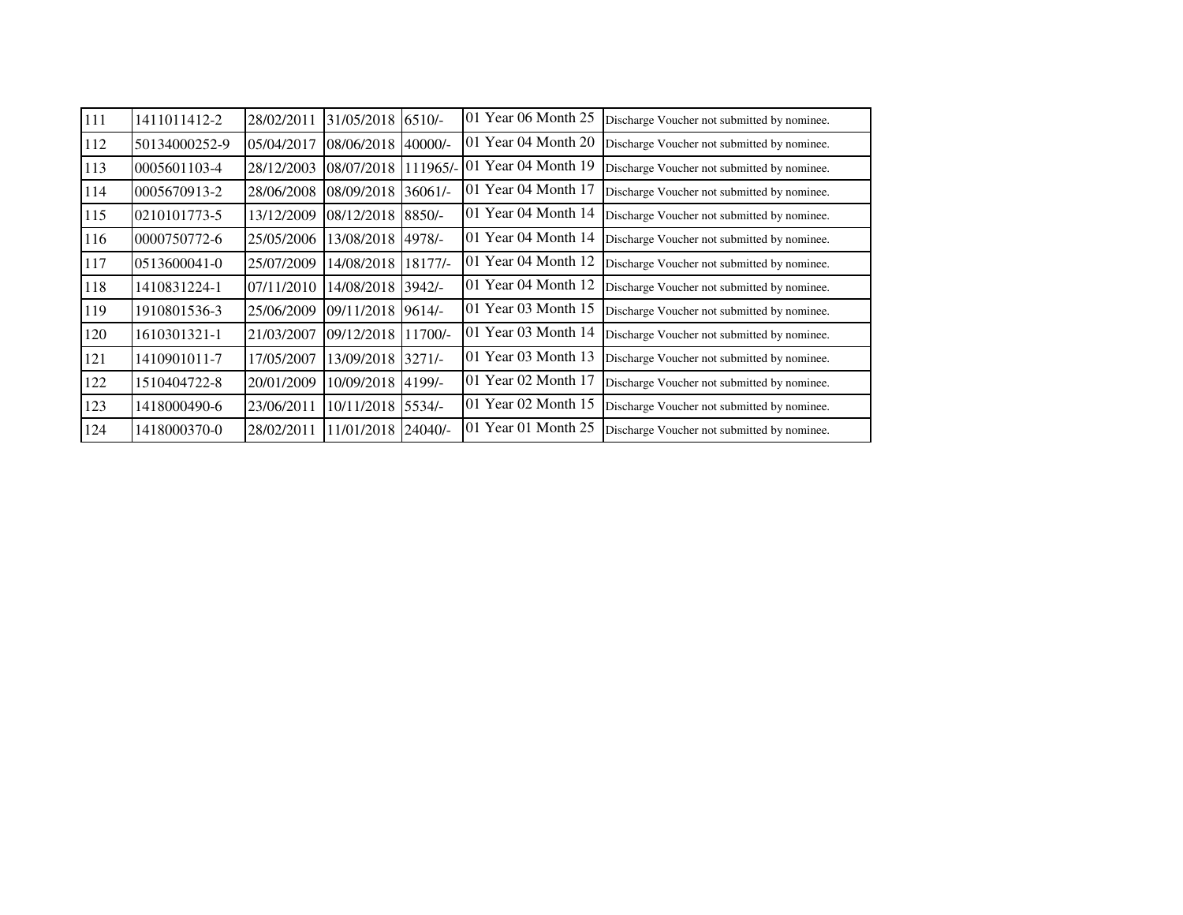| | | | | | | |
|---|---|---|---|---|---|---|
| 111 | 1411011412-2 | 28/02/2011 | 31/05/2018 | 6510/- | 01 Year 06 Month 25 | Discharge Voucher not submitted by nominee. |
| 112 | 50134000252-9 | 05/04/2017 | 08/06/2018 | 40000/- | 01 Year 04 Month 20 | Discharge Voucher not submitted by nominee. |
| 113 | 0005601103-4 | 28/12/2003 | 08/07/2018 | 111965/- | 01 Year 04 Month 19 | Discharge Voucher not submitted by nominee. |
| 114 | 0005670913-2 | 28/06/2008 | 08/09/2018 | 36061/- | 01 Year 04 Month 17 | Discharge Voucher not submitted by nominee. |
| 115 | 0210101773-5 | 13/12/2009 | 08/12/2018 | 8850/- | 01 Year 04 Month 14 | Discharge Voucher not submitted by nominee. |
| 116 | 0000750772-6 | 25/05/2006 | 13/08/2018 | 4978/- | 01 Year 04 Month 14 | Discharge Voucher not submitted by nominee. |
| 117 | 0513600041-0 | 25/07/2009 | 14/08/2018 | 18177/- | 01 Year 04 Month 12 | Discharge Voucher not submitted by nominee. |
| 118 | 1410831224-1 | 07/11/2010 | 14/08/2018 | 3942/- | 01 Year 04 Month 12 | Discharge Voucher not submitted by nominee. |
| 119 | 1910801536-3 | 25/06/2009 | 09/11/2018 | 9614/- | 01 Year 03 Month 15 | Discharge Voucher not submitted by nominee. |
| 120 | 1610301321-1 | 21/03/2007 | 09/12/2018 | 11700/- | 01 Year 03 Month 14 | Discharge Voucher not submitted by nominee. |
| 121 | 1410901011-7 | 17/05/2007 | 13/09/2018 | 3271/- | 01 Year 03 Month 13 | Discharge Voucher not submitted by nominee. |
| 122 | 1510404722-8 | 20/01/2009 | 10/09/2018 | 4199/- | 01 Year 02 Month 17 | Discharge Voucher not submitted by nominee. |
| 123 | 1418000490-6 | 23/06/2011 | 10/11/2018 | 5534/- | 01 Year 02 Month 15 | Discharge Voucher not submitted by nominee. |
| 124 | 1418000370-0 | 28/02/2011 | 11/01/2018 | 24040/- | 01 Year 01 Month 25 | Discharge Voucher not submitted by nominee. |